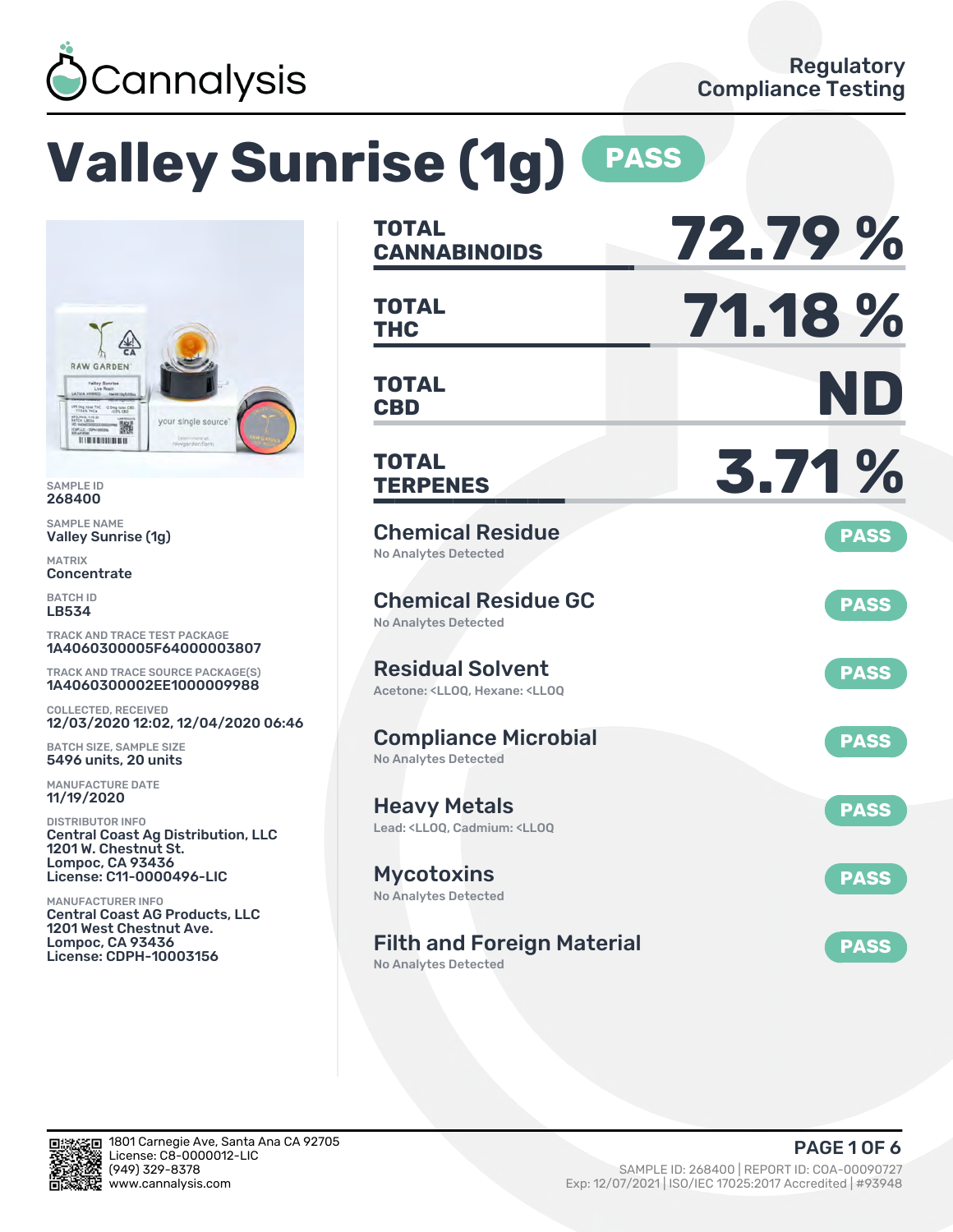Cannalysis

Regulatory Compliance Testing

# Valley Sunrise (1g) PASS

SAMPLE ID
268400

SAMPLE NAME
Valley Sunrise (1g)

MATRIX
Concentrate

BATCH ID
LB534

TRACK AND TRACE TEST PACKAGE
1A4060300005F64000003807

TRACK AND TRACE SOURCE PACKAGE(S)
1A4060300002EE1000009988

COLLECTED, RECEIVED
12/03/2020 12:02, 12/04/2020 06:46

BATCH SIZE, SAMPLE SIZE
5496 units, 20 units

MANUFACTURE DATE
11/19/2020

DISTRIBUTOR INFO
Central Coast Ag Distribution, LLC
1201 W. Chestnut St.
Lompoc, CA 93436
License: C11-0000496-LIC

MANUFACTURER INFO
Central Coast AG Products, LLC
1201 West Chestnut Ave.
Lompoc, CA 93436
License: CDPH-10003156

| | |
|---|---|
| **TOTAL CANNABINOIDS** | **72.79 %** |
| **TOTAL THC** | **71.18 %** |
| **TOTAL CBD** | **ND** |
| **TOTAL TERPENES** | **3.71 %** |

| Test | Result |
|---|---|
| **Chemical Residue** – No Analytes Detected | PASS |
| **Chemical Residue GC** – No Analytes Detected | PASS |
| **Residual Solvent** – Acetone: <LLOQ, Hexane: <LLOQ | PASS |
| **Compliance Microbial** – No Analytes Detected | PASS |
| **Heavy Metals** – Lead: <LLOQ, Cadmium: <LLOQ | PASS |
| **Mycotoxins** – No Analytes Detected | PASS |
| **Filth and Foreign Material** – No Analytes Detected | PASS |

1801 Carnegie Ave, Santa Ana CA 92705
License: C8-0000012-LIC
(949) 329-8378
www.cannalysis.com

SAMPLE ID: 268400 | REPORT ID: COA-00090727
Exp: 12/07/2021 | ISO/IEC 17025:2017 Accredited | #93948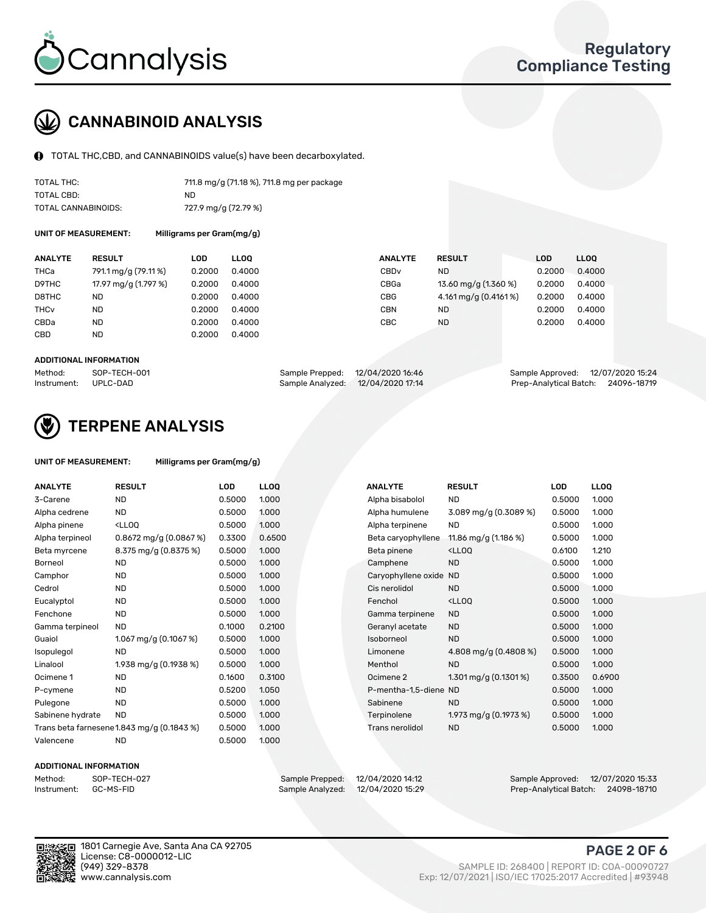# Cannalysis

**Regulatory Compliance Testing**

## CANNABINOID ANALYSIS

TOTAL THC,CBD, and CANNABINOIDS value(s) have been decarboxylated.

| | |
|---|---|
| TOTAL THC: | 711.8 mg/g (71.18 %), 711.8 mg per package |
| TOTAL CBD: | ND |
| TOTAL CANNABINOIDS: | 727.9 mg/g (72.79 %) |

**UNIT OF MEASUREMENT:** Milligrams per Gram(mg/g)

| ANALYTE | RESULT | LOD | LLOQ | ANALYTE | RESULT | LOD | LLOQ |
|---|---|---|---|---|---|---|---|
| THCa | 791.1 mg/g (79.11 %) | 0.2000 | 0.4000 | CBDv | ND | 0.2000 | 0.4000 |
| D9THC | 17.97 mg/g (1.797 %) | 0.2000 | 0.4000 | CBGa | 13.60 mg/g (1.360 %) | 0.2000 | 0.4000 |
| D8THC | ND | 0.2000 | 0.4000 | CBG | 4.161 mg/g (0.4161 %) | 0.2000 | 0.4000 |
| THCv | ND | 0.2000 | 0.4000 | CBN | ND | 0.2000 | 0.4000 |
| CBDa | ND | 0.2000 | 0.4000 | CBC | ND | 0.2000 | 0.4000 |
| CBD | ND | 0.2000 | 0.4000 | | | | |

### ADDITIONAL INFORMATION

| | | | | | |
|---|---|---|---|---|---|
| Method: | SOP-TECH-001 | Sample Prepped: | 12/04/2020 16:46 | Sample Approved: | 12/07/2020 15:24 |
| Instrument: | UPLC-DAD | Sample Analyzed: | 12/04/2020 17:14 | Prep-Analytical Batch: | 24096-18719 |

## TERPENE ANALYSIS

**UNIT OF MEASUREMENT:** Milligrams per Gram(mg/g)

| ANALYTE | RESULT | LOD | LLOQ | ANALYTE | RESULT | LOD | LLOQ |
|---|---|---|---|---|---|---|---|
| 3-Carene | ND | 0.5000 | 1.000 | Alpha bisabolol | ND | 0.5000 | 1.000 |
| Alpha cedrene | ND | 0.5000 | 1.000 | Alpha humulene | 3.089 mg/g (0.3089 %) | 0.5000 | 1.000 |
| Alpha pinene | <LLOQ | 0.5000 | 1.000 | Alpha terpinene | ND | 0.5000 | 1.000 |
| Alpha terpineol | 0.8672 mg/g (0.0867 %) | 0.3300 | 0.6500 | Beta caryophyllene | 11.86 mg/g (1.186 %) | 0.5000 | 1.000 |
| Beta myrcene | 8.375 mg/g (0.8375 %) | 0.5000 | 1.000 | Beta pinene | <LLOQ | 0.6100 | 1.210 |
| Borneol | ND | 0.5000 | 1.000 | Camphene | ND | 0.5000 | 1.000 |
| Camphor | ND | 0.5000 | 1.000 | Caryophyllene oxide | ND | 0.5000 | 1.000 |
| Cedrol | ND | 0.5000 | 1.000 | Cis nerolidol | ND | 0.5000 | 1.000 |
| Eucalyptol | ND | 0.5000 | 1.000 | Fenchol | <LLOQ | 0.5000 | 1.000 |
| Fenchone | ND | 0.5000 | 1.000 | Gamma terpinene | ND | 0.5000 | 1.000 |
| Gamma terpineol | ND | 0.1000 | 0.2100 | Geranyl acetate | ND | 0.5000 | 1.000 |
| Guaiol | 1.067 mg/g (0.1067 %) | 0.5000 | 1.000 | Isoborneol | ND | 0.5000 | 1.000 |
| Isopulegol | ND | 0.5000 | 1.000 | Limonene | 4.808 mg/g (0.4808 %) | 0.5000 | 1.000 |
| Linalool | 1.938 mg/g (0.1938 %) | 0.5000 | 1.000 | Menthol | ND | 0.5000 | 1.000 |
| Ocimene 1 | ND | 0.1600 | 0.3100 | Ocimene 2 | 1.301 mg/g (0.1301 %) | 0.3500 | 0.6900 |
| P-cymene | ND | 0.5200 | 1.050 | P-mentha-1,5-diene | ND | 0.5000 | 1.000 |
| Pulegone | ND | 0.5000 | 1.000 | Sabinene | ND | 0.5000 | 1.000 |
| Sabinene hydrate | ND | 0.5000 | 1.000 | Terpinolene | 1.973 mg/g (0.1973 %) | 0.5000 | 1.000 |
| Trans beta farnesene | 1.843 mg/g (0.1843 %) | 0.5000 | 1.000 | Trans nerolidol | ND | 0.5000 | 1.000 |
| Valencene | ND | 0.5000 | 1.000 | | | | |

### ADDITIONAL INFORMATION

| | | | | | |
|---|---|---|---|---|---|
| Method: | SOP-TECH-027 | Sample Prepped: | 12/04/2020 14:12 | Sample Approved: | 12/07/2020 15:33 |
| Instrument: | GC-MS-FID | Sample Analyzed: | 12/04/2020 15:29 | Prep-Analytical Batch: | 24098-18710 |

1801 Carnegie Ave, Santa Ana CA 92705
License: C8-0000012-LIC
(949) 329-8378
www.cannalysis.com

SAMPLE ID: 268400 | REPORT ID: COA-00090727
Exp: 12/07/2021 | ISO/IEC 17025:2017 Accredited | #93948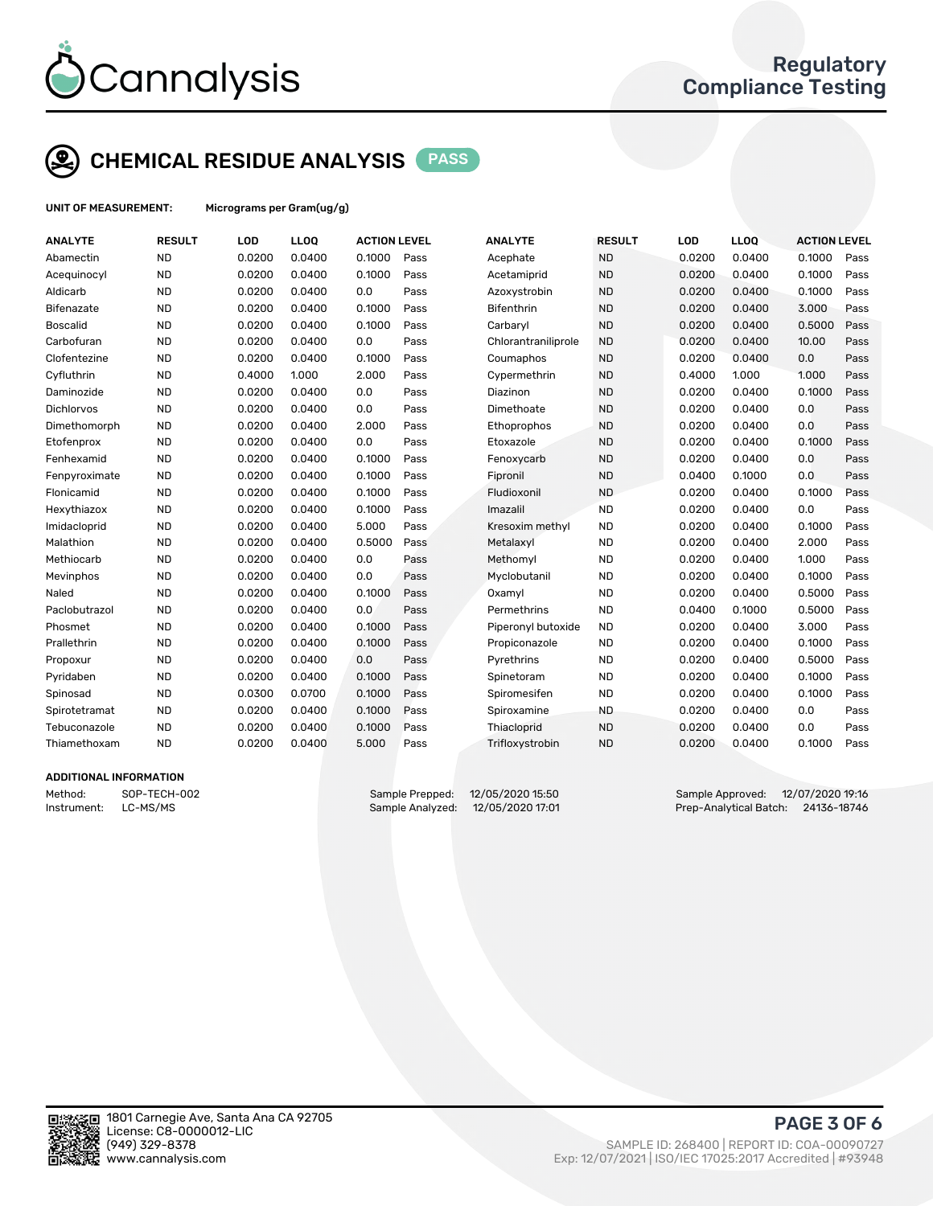# Cannalysis

Regulatory Compliance Testing

## CHEMICAL RESIDUE ANALYSIS PASS

**UNIT OF MEASUREMENT:** Micrograms per Gram(ug/g)

| ANALYTE | RESULT | LOD | LLOQ | ACTION LEVEL | | ANALYTE | RESULT | LOD | LLOQ | ACTION LEVEL | |
|---|---|---|---|---|---|---|---|---|---|---|---|
| Abamectin | ND | 0.0200 | 0.0400 | 0.1000 | Pass | Acephate | ND | 0.0200 | 0.0400 | 0.1000 | Pass |
| Acequinocyl | ND | 0.0200 | 0.0400 | 0.1000 | Pass | Acetamiprid | ND | 0.0200 | 0.0400 | 0.1000 | Pass |
| Aldicarb | ND | 0.0200 | 0.0400 | 0.0 | Pass | Azoxystrobin | ND | 0.0200 | 0.0400 | 0.1000 | Pass |
| Bifenazate | ND | 0.0200 | 0.0400 | 0.1000 | Pass | Bifenthrin | ND | 0.0200 | 0.0400 | 3.000 | Pass |
| Boscalid | ND | 0.0200 | 0.0400 | 0.1000 | Pass | Carbaryl | ND | 0.0200 | 0.0400 | 0.5000 | Pass |
| Carbofuran | ND | 0.0200 | 0.0400 | 0.0 | Pass | Chlorantraniliprole | ND | 0.0200 | 0.0400 | 10.00 | Pass |
| Clofentezine | ND | 0.0200 | 0.0400 | 0.1000 | Pass | Coumaphos | ND | 0.0200 | 0.0400 | 0.0 | Pass |
| Cyfluthrin | ND | 0.4000 | 1.000 | 2.000 | Pass | Cypermethrin | ND | 0.4000 | 1.000 | 1.000 | Pass |
| Daminozide | ND | 0.0200 | 0.0400 | 0.0 | Pass | Diazinon | ND | 0.0200 | 0.0400 | 0.1000 | Pass |
| Dichlorvos | ND | 0.0200 | 0.0400 | 0.0 | Pass | Dimethoate | ND | 0.0200 | 0.0400 | 0.0 | Pass |
| Dimethomorph | ND | 0.0200 | 0.0400 | 2.000 | Pass | Ethoprophos | ND | 0.0200 | 0.0400 | 0.0 | Pass |
| Etofenprox | ND | 0.0200 | 0.0400 | 0.0 | Pass | Etoxazole | ND | 0.0200 | 0.0400 | 0.1000 | Pass |
| Fenhexamid | ND | 0.0200 | 0.0400 | 0.1000 | Pass | Fenoxycarb | ND | 0.0200 | 0.0400 | 0.0 | Pass |
| Fenpyroximate | ND | 0.0200 | 0.0400 | 0.1000 | Pass | Fipronil | ND | 0.0400 | 0.1000 | 0.0 | Pass |
| Flonicamid | ND | 0.0200 | 0.0400 | 0.1000 | Pass | Fludioxonil | ND | 0.0200 | 0.0400 | 0.1000 | Pass |
| Hexythiazox | ND | 0.0200 | 0.0400 | 0.1000 | Pass | Imazalil | ND | 0.0200 | 0.0400 | 0.0 | Pass |
| Imidacloprid | ND | 0.0200 | 0.0400 | 5.000 | Pass | Kresoxim methyl | ND | 0.0200 | 0.0400 | 0.1000 | Pass |
| Malathion | ND | 0.0200 | 0.0400 | 0.5000 | Pass | Metalaxyl | ND | 0.0200 | 0.0400 | 2.000 | Pass |
| Methiocarb | ND | 0.0200 | 0.0400 | 0.0 | Pass | Methomyl | ND | 0.0200 | 0.0400 | 1.000 | Pass |
| Mevinphos | ND | 0.0200 | 0.0400 | 0.0 | Pass | Myclobutanil | ND | 0.0200 | 0.0400 | 0.1000 | Pass |
| Naled | ND | 0.0200 | 0.0400 | 0.1000 | Pass | Oxamyl | ND | 0.0200 | 0.0400 | 0.5000 | Pass |
| Paclobutrazol | ND | 0.0200 | 0.0400 | 0.0 | Pass | Permethrins | ND | 0.0400 | 0.1000 | 0.5000 | Pass |
| Phosmet | ND | 0.0200 | 0.0400 | 0.1000 | Pass | Piperonyl butoxide | ND | 0.0200 | 0.0400 | 3.000 | Pass |
| Prallethrin | ND | 0.0200 | 0.0400 | 0.1000 | Pass | Propiconazole | ND | 0.0200 | 0.0400 | 0.1000 | Pass |
| Propoxur | ND | 0.0200 | 0.0400 | 0.0 | Pass | Pyrethrins | ND | 0.0200 | 0.0400 | 0.5000 | Pass |
| Pyridaben | ND | 0.0200 | 0.0400 | 0.1000 | Pass | Spinetoram | ND | 0.0200 | 0.0400 | 0.1000 | Pass |
| Spinosad | ND | 0.0300 | 0.0700 | 0.1000 | Pass | Spiromesifen | ND | 0.0200 | 0.0400 | 0.1000 | Pass |
| Spirotetramat | ND | 0.0200 | 0.0400 | 0.1000 | Pass | Spiroxamine | ND | 0.0200 | 0.0400 | 0.0 | Pass |
| Tebuconazole | ND | 0.0200 | 0.0400 | 0.1000 | Pass | Thiacloprid | ND | 0.0200 | 0.0400 | 0.0 | Pass |
| Thiamethoxam | ND | 0.0200 | 0.0400 | 5.000 | Pass | Trifloxystrobin | ND | 0.0200 | 0.0400 | 0.1000 | Pass |

### ADDITIONAL INFORMATION

Method: SOP-TECH-002
Instrument: LC-MS/MS

Sample Prepped: 12/05/2020 15:50
Sample Analyzed: 12/05/2020 17:01

Sample Approved: 12/07/2020 19:16
Prep-Analytical Batch: 24136-18746

1801 Carnegie Ave, Santa Ana CA 92705
License: C8-0000012-LIC
(949) 329-8378
www.cannalysis.com

SAMPLE ID: 268400 | REPORT ID: COA-00090727
Exp: 12/07/2021 | ISO/IEC 17025:2017 Accredited | #93948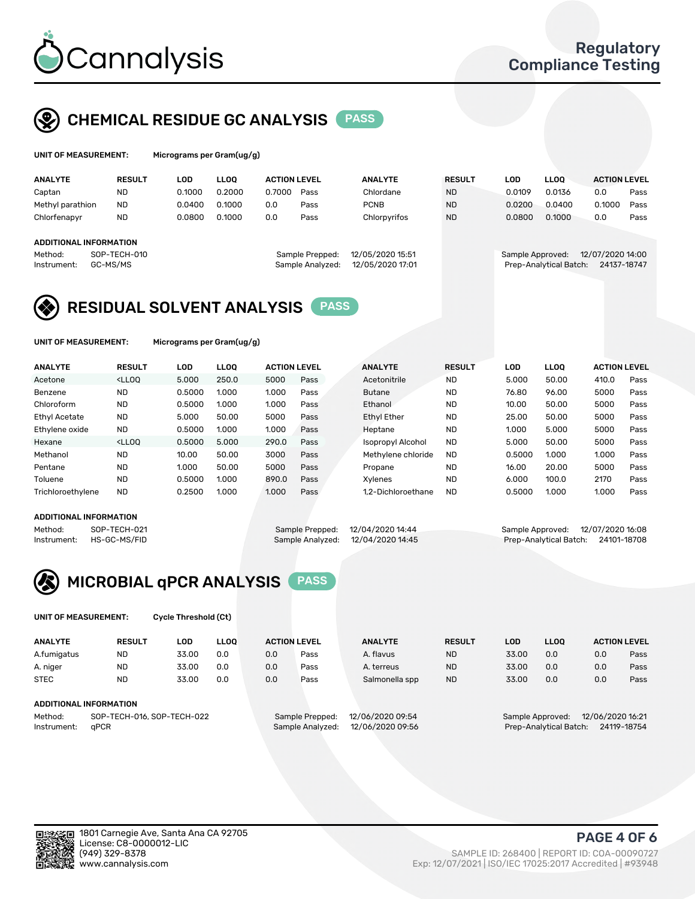# CHEMICAL RESIDUE GC ANALYSIS PASS

**UNIT OF MEASUREMENT:** Micrograms per Gram(ug/g)

| ANALYTE | RESULT | LOD | LLOQ | ACTION LEVEL | | ANALYTE | RESULT | LOD | LLOQ | ACTION LEVEL | |
|---|---|---|---|---|---|---|---|---|---|---|---|
| Captan | ND | 0.1000 | 0.2000 | 0.7000 | Pass | Chlordane | ND | 0.0109 | 0.0136 | 0.0 | Pass |
| Methyl parathion | ND | 0.0400 | 0.1000 | 0.0 | Pass | PCNB | ND | 0.0200 | 0.0400 | 0.1000 | Pass |
| Chlorfenapyr | ND | 0.0800 | 0.1000 | 0.0 | Pass | Chlorpyrifos | ND | 0.0800 | 0.1000 | 0.0 | Pass |

**ADDITIONAL INFORMATION**

Method: SOP-TECH-010
Instrument: GC-MS/MS
Sample Prepped: 12/05/2020 15:51
Sample Analyzed: 12/05/2020 17:01
Sample Approved: 12/07/2020 14:00
Prep-Analytical Batch: 24137-18747

# RESIDUAL SOLVENT ANALYSIS PASS

**UNIT OF MEASUREMENT:** Micrograms per Gram(ug/g)

| ANALYTE | RESULT | LOD | LLOQ | ACTION LEVEL | | ANALYTE | RESULT | LOD | LLOQ | ACTION LEVEL | |
|---|---|---|---|---|---|---|---|---|---|---|---|
| Acetone | <LLOQ | 5.000 | 250.0 | 5000 | Pass | Acetonitrile | ND | 5.000 | 50.00 | 410.0 | Pass |
| Benzene | ND | 0.5000 | 1.000 | 1.000 | Pass | Butane | ND | 76.80 | 96.00 | 5000 | Pass |
| Chloroform | ND | 0.5000 | 1.000 | 1.000 | Pass | Ethanol | ND | 10.00 | 50.00 | 5000 | Pass |
| Ethyl Acetate | ND | 5.000 | 50.00 | 5000 | Pass | Ethyl Ether | ND | 25.00 | 50.00 | 5000 | Pass |
| Ethylene oxide | ND | 0.5000 | 1.000 | 1.000 | Pass | Heptane | ND | 1.000 | 5.000 | 5000 | Pass |
| Hexane | <LLOQ | 0.5000 | 5.000 | 290.0 | Pass | Isopropyl Alcohol | ND | 5.000 | 50.00 | 5000 | Pass |
| Methanol | ND | 10.00 | 50.00 | 3000 | Pass | Methylene chloride | ND | 0.5000 | 1.000 | 1.000 | Pass |
| Pentane | ND | 1.000 | 50.00 | 5000 | Pass | Propane | ND | 16.00 | 20.00 | 5000 | Pass |
| Toluene | ND | 0.5000 | 1.000 | 890.0 | Pass | Xylenes | ND | 6.000 | 100.0 | 2170 | Pass |
| Trichloroethylene | ND | 0.2500 | 1.000 | 1.000 | Pass | 1,2-Dichloroethane | ND | 0.5000 | 1.000 | 1.000 | Pass |

**ADDITIONAL INFORMATION**

Method: SOP-TECH-021
Instrument: HS-GC-MS/FID
Sample Prepped: 12/04/2020 14:44
Sample Analyzed: 12/04/2020 14:45
Sample Approved: 12/07/2020 16:08
Prep-Analytical Batch: 24101-18708

# MICROBIAL qPCR ANALYSIS PASS

**UNIT OF MEASUREMENT:** Cycle Threshold (Ct)

| ANALYTE | RESULT | LOD | LLOQ | ACTION LEVEL | | ANALYTE | RESULT | LOD | LLOQ | ACTION LEVEL | |
|---|---|---|---|---|---|---|---|---|---|---|---|
| A.fumigatus | ND | 33.00 | 0.0 | 0.0 | Pass | A. flavus | ND | 33.00 | 0.0 | 0.0 | Pass |
| A. niger | ND | 33.00 | 0.0 | 0.0 | Pass | A. terreus | ND | 33.00 | 0.0 | 0.0 | Pass |
| STEC | ND | 33.00 | 0.0 | 0.0 | Pass | Salmonella spp | ND | 33.00 | 0.0 | 0.0 | Pass |

**ADDITIONAL INFORMATION**

Method: SOP-TECH-016, SOP-TECH-022
Instrument: qPCR
Sample Prepped: 12/06/2020 09:54
Sample Analyzed: 12/06/2020 09:56
Sample Approved: 12/06/2020 16:21
Prep-Analytical Batch: 24119-18754

1801 Carnegie Ave, Santa Ana CA 92705
License: C8-0000012-LIC
(949) 329-8378
www.cannalysis.com

SAMPLE ID: 268400 | REPORT ID: COA-00090727
Exp: 12/07/2021 | ISO/IEC 17025:2017 Accredited | #93948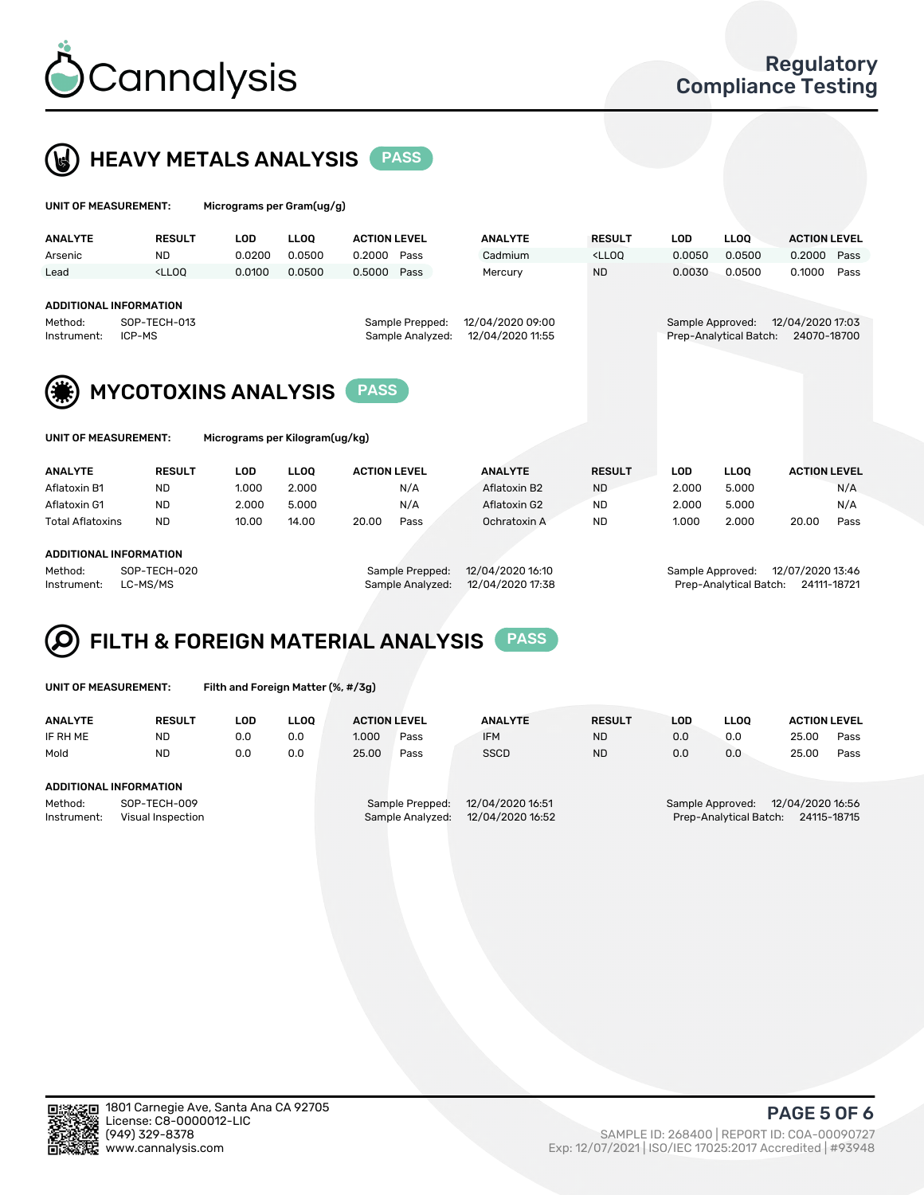# Cannalysis

Regulatory Compliance Testing

## HEAVY METALS ANALYSIS PASS

**UNIT OF MEASUREMENT:** Micrograms per Gram(ug/g)

| ANALYTE | RESULT | LOD | LLOQ | ACTION LEVEL | | ANALYTE | RESULT | LOD | LLOQ | ACTION LEVEL | |
|---|---|---|---|---|---|---|---|---|---|---|---|
| Arsenic | ND | 0.0200 | 0.0500 | 0.2000 | Pass | Cadmium | <LLOQ | 0.0050 | 0.0500 | 0.2000 | Pass |
| Lead | <LLOQ | 0.0100 | 0.0500 | 0.5000 | Pass | Mercury | ND | 0.0030 | 0.0500 | 0.1000 | Pass |

**ADDITIONAL INFORMATION**

Method: SOP-TECH-013
Instrument: ICP-MS
Sample Prepped: 12/04/2020 09:00
Sample Analyzed: 12/04/2020 11:55
Sample Approved: 12/04/2020 17:03
Prep-Analytical Batch: 24070-18700

## MYCOTOXINS ANALYSIS PASS

**UNIT OF MEASUREMENT:** Micrograms per Kilogram(ug/kg)

| ANALYTE | RESULT | LOD | LLOQ | ACTION LEVEL | | ANALYTE | RESULT | LOD | LLOQ | ACTION LEVEL | |
|---|---|---|---|---|---|---|---|---|---|---|---|
| Aflatoxin B1 | ND | 1.000 | 2.000 | | N/A | Aflatoxin B2 | ND | 2.000 | 5.000 | | N/A |
| Aflatoxin G1 | ND | 2.000 | 5.000 | | N/A | Aflatoxin G2 | ND | 2.000 | 5.000 | | N/A |
| Total Aflatoxins | ND | 10.00 | 14.00 | 20.00 | Pass | Ochratoxin A | ND | 1.000 | 2.000 | 20.00 | Pass |

**ADDITIONAL INFORMATION**

Method: SOP-TECH-020
Instrument: LC-MS/MS
Sample Prepped: 12/04/2020 16:10
Sample Analyzed: 12/04/2020 17:38
Sample Approved: 12/07/2020 13:46
Prep-Analytical Batch: 24111-18721

## FILTH & FOREIGN MATERIAL ANALYSIS PASS

**UNIT OF MEASUREMENT:** Filth and Foreign Matter (%, #/3g)

| ANALYTE | RESULT | LOD | LLOQ | ACTION LEVEL | | ANALYTE | RESULT | LOD | LLOQ | ACTION LEVEL | |
|---|---|---|---|---|---|---|---|---|---|---|---|
| IF RH ME | ND | 0.0 | 0.0 | 1.000 | Pass | IFM | ND | 0.0 | 0.0 | 25.00 | Pass |
| Mold | ND | 0.0 | 0.0 | 25.00 | Pass | SSCD | ND | 0.0 | 0.0 | 25.00 | Pass |

**ADDITIONAL INFORMATION**

Method: SOP-TECH-009
Instrument: Visual Inspection
Sample Prepped: 12/04/2020 16:51
Sample Analyzed: 12/04/2020 16:52
Sample Approved: 12/04/2020 16:56
Prep-Analytical Batch: 24115-18715

1801 Carnegie Ave, Santa Ana CA 92705
License: C8-0000012-LIC
(949) 329-8378
www.cannalysis.com

SAMPLE ID: 268400 | REPORT ID: COA-00090727
Exp: 12/07/2021 | ISO/IEC 17025:2017 Accredited | #93948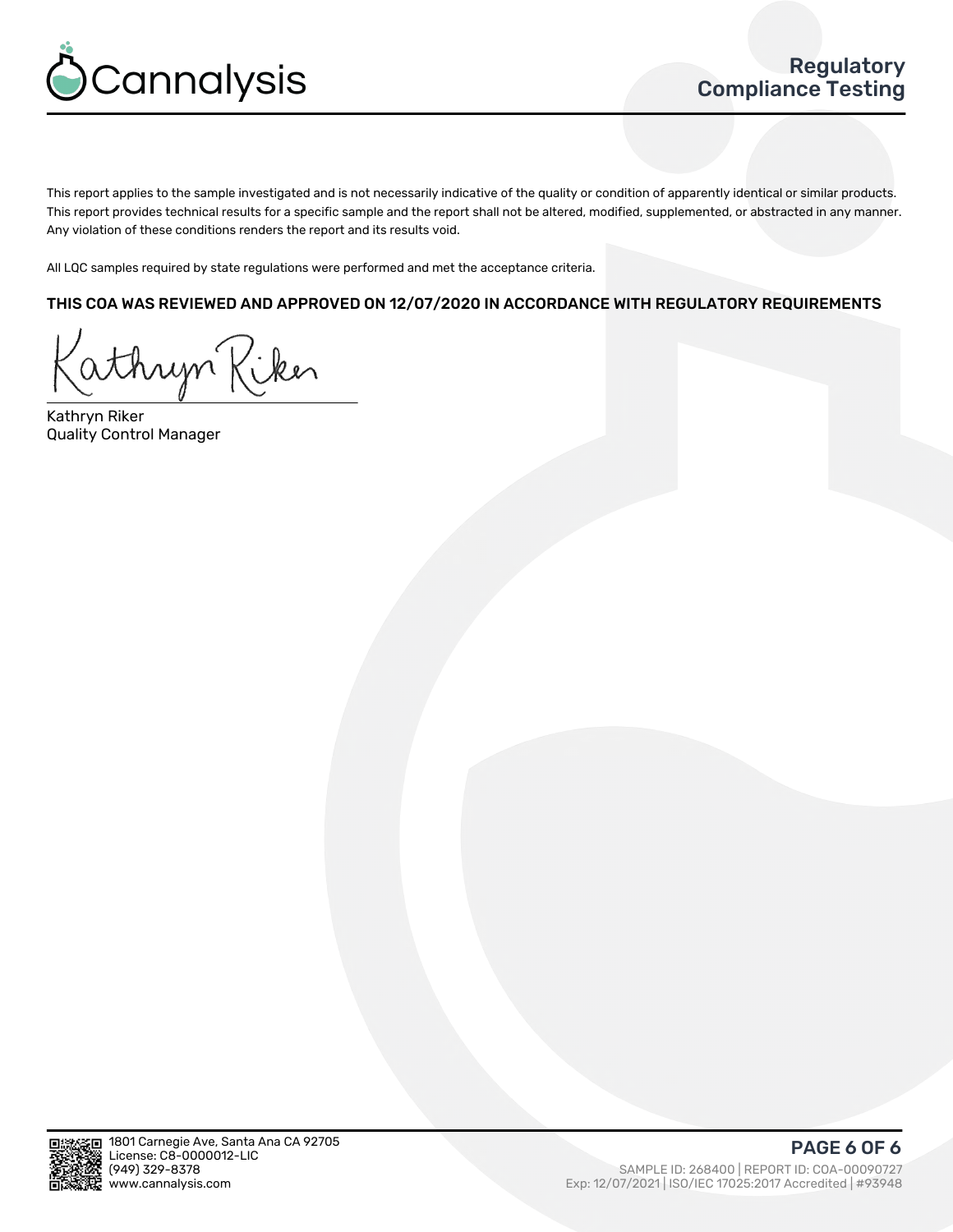This report applies to the sample investigated and is not necessarily indicative of the quality or condition of apparently identical or similar products. This report provides technical results for a specific sample and the report shall not be altered, modified, supplemented, or abstracted in any manner. Any violation of these conditions renders the report and its results void.

All LQC samples required by state regulations were performed and met the acceptance criteria.

**THIS COA WAS REVIEWED AND APPROVED ON 12/07/2020 IN ACCORDANCE WITH REGULATORY REQUIREMENTS**

Kathryn Riker
Quality Control Manager

1801 Carnegie Ave, Santa Ana CA 92705
License: C8-0000012-LIC
(949) 329-8378
www.cannalysis.com

SAMPLE ID: 268400 | REPORT ID: COA-00090727
Exp: 12/07/2021 | ISO/IEC 17025:2017 Accredited | #93948